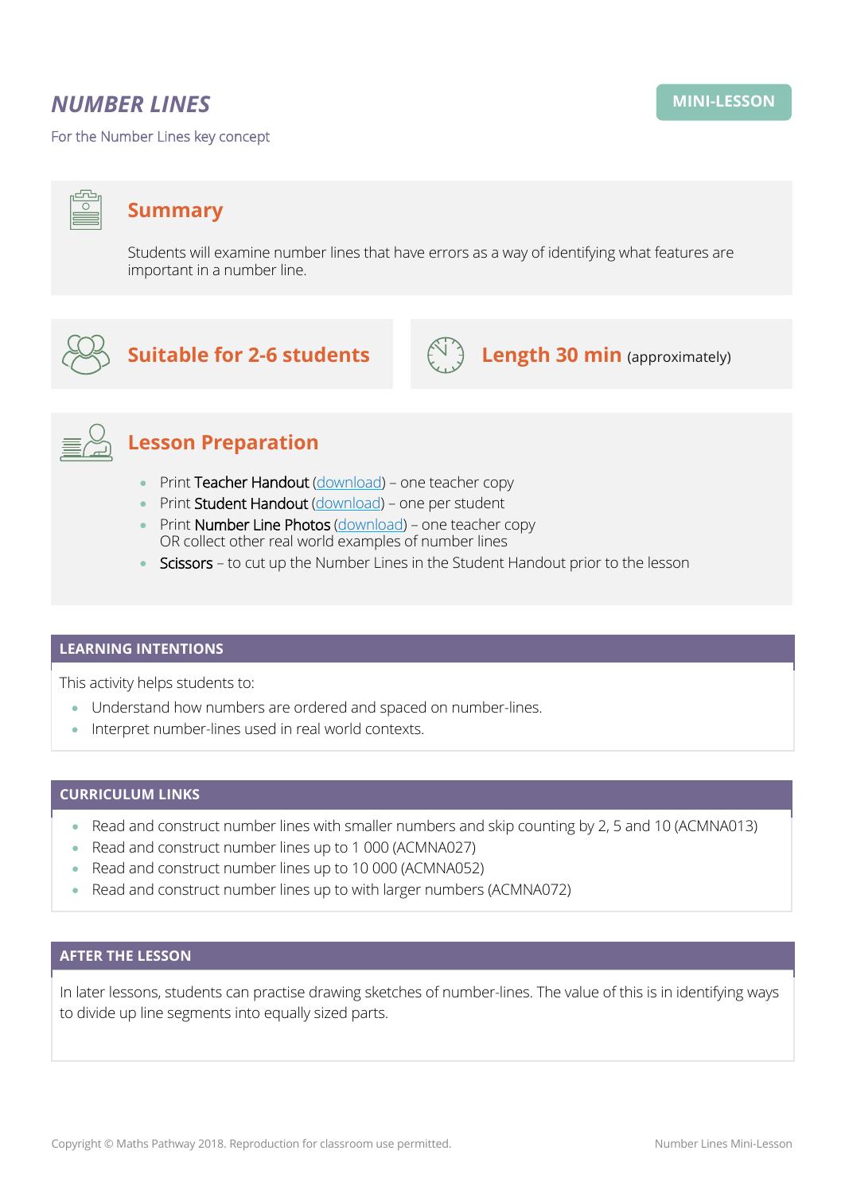# *NUMBER LINES*

MINI-LESSON

For the Number Lines key concept

## Summary

Students will examine number lines that have errors as a way of identifying what features are important in a number line.

## Suitable for 2-6 students

## Length 30 min (approximately)

## Lesson Preparation

- Print Teacher Handout (download) – one teacher copy
- Print Student Handout (download) – one per student
- Print Number Line Photos (download) – one teacher copy
  OR collect other real world examples of number lines
- Scissors – to cut up the Number Lines in the Student Handout prior to the lesson

## LEARNING INTENTIONS

This activity helps students to:

- Understand how numbers are ordered and spaced on number-lines.
- Interpret number-lines used in real world contexts.

## CURRICULUM LINKS

- Read and construct number lines with smaller numbers and skip counting by 2, 5 and 10 (ACMNA013)
- Read and construct number lines up to 1 000 (ACMNA027)
- Read and construct number lines up to 10 000 (ACMNA052)
- Read and construct number lines up to with larger numbers (ACMNA072)

## AFTER THE LESSON

In later lessons, students can practise drawing sketches of number-lines. The value of this is in identifying ways to divide up line segments into equally sized parts.

Copyright © Maths Pathway 2018. Reproduction for classroom use permitted.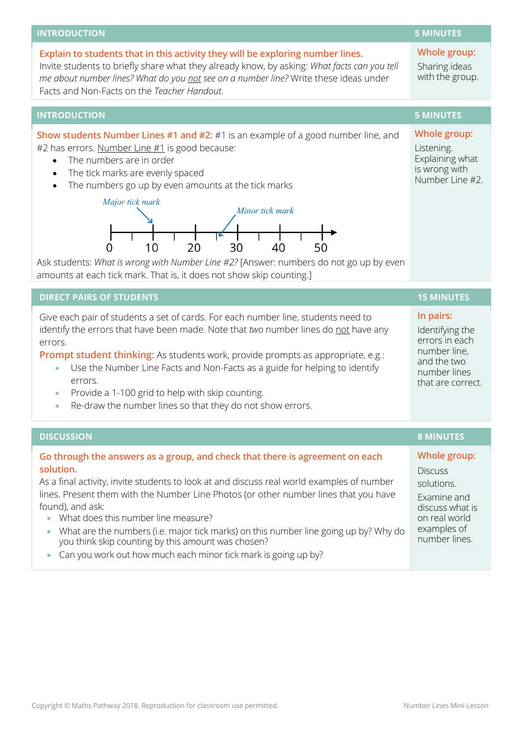## INTRODUCTION — 5 MINUTES

**Explain to students that in this activity they will be exploring number lines.**
Invite students to briefly share what they already know, by asking: *What facts can you tell me about number lines? What do you not see on a number line?* Write these ideas under Facts and Non-Facts on the *Teacher Handout*.

**Whole group:**
Sharing ideas with the group.

## INTRODUCTION — 5 MINUTES

**Show students Number Lines #1 and #2:** #1 is an example of a good number line, and #2 has errors. Number Line #1 is good because:

- The numbers are in order
- The tick marks are evenly spaced
- The numbers go up by even amounts at the tick marks

*Major tick mark*
*Minor tick mark*
0 10 20 30 40 50

Ask students: *What is wrong with Number Line #2?* [Answer: numbers do not go up by even amounts at each tick mark. That is, it does not show skip counting.]

**Whole group:**
Listening.
Explaining what is wrong with Number Line #2.

## DIRECT PAIRS OF STUDENTS — 15 MINUTES

Give each pair of students a set of cards. For each number line, students need to identify the errors that have been made. Note that *two* number lines do not have any errors.

**Prompt student thinking:** As students work, provide prompts as appropriate, e.g.:

- Use the Number Line Facts and Non-Facts as a guide for helping to identify errors.
- Provide a 1-100 grid to help with skip counting.
- Re-draw the number lines so that they do not show errors.

**In pairs:**
Identifying the errors in each number line, and the two number lines that are correct.

## DISCUSSION — 8 MINUTES

**Go through the answers as a group, and check that there is agreement on each solution.**
As a final activity, invite students to look at and discuss real world examples of number lines. Present them with the Number Line Photos (or other number lines that you have found), and ask:

- What does this number line measure?
- What are the numbers (i.e. major tick marks) on this number line going up by? Why do you think skip counting by this amount was chosen?
- Can you work out how much each minor tick mark is going up by?

**Whole group:**
Discuss solutions.
Examine and discuss what is on real world examples of number lines.

Copyright © Maths Pathway 2018. Reproduction for classroom use permitted.